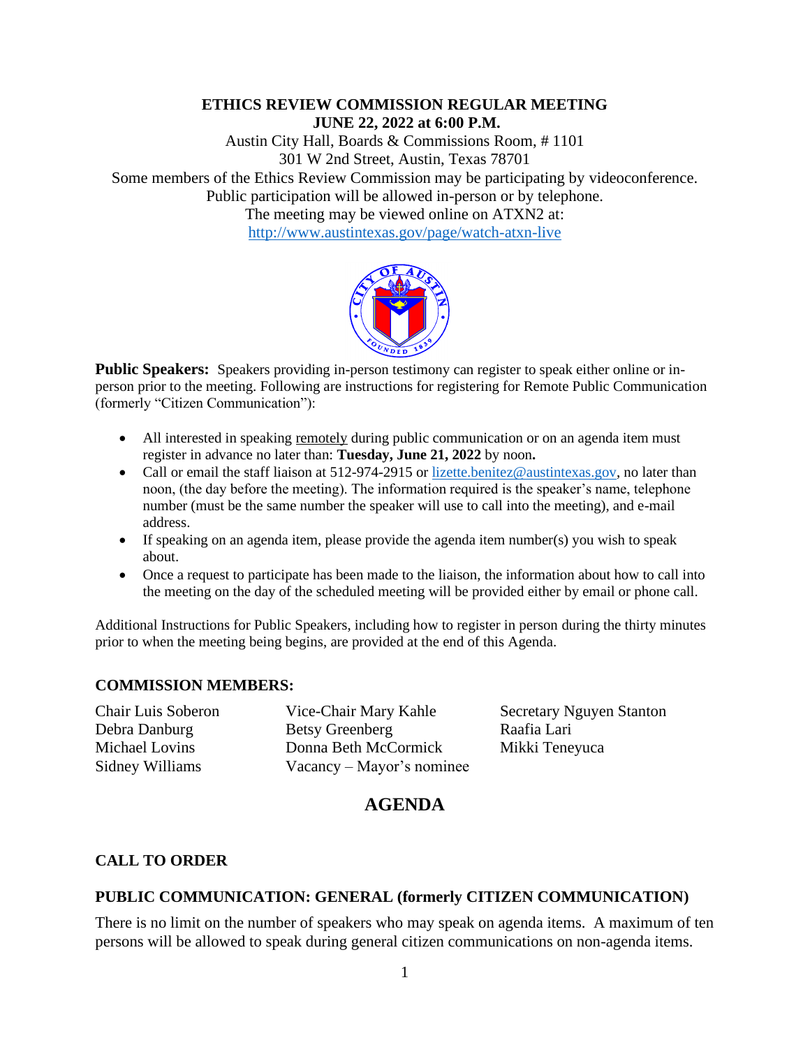**ETHICS REVIEW COMMISSION REGULAR MEETING**
**JUNE 22, 2022 at 6:00 P.M.**

Austin City Hall, Boards & Commissions Room, # 1101
301 W 2nd Street, Austin, Texas 78701
Some members of the Ethics Review Commission may be participating by videoconference.
Public participation will be allowed in-person or by telephone.
The meeting may be viewed online on ATXN2 at:
http://www.austintexas.gov/page/watch-atxn-live

**Public Speakers:** Speakers providing in-person testimony can register to speak either online or in-person prior to the meeting. Following are instructions for registering for Remote Public Communication (formerly "Citizen Communication"):

- All interested in speaking remotely during public communication or on an agenda item must register in advance no later than: **Tuesday, June 21, 2022** by noon**.**
- Call or email the staff liaison at 512-974-2915 or lizette.benitez@austintexas.gov, no later than noon, (the day before the meeting). The information required is the speaker's name, telephone number (must be the same number the speaker will use to call into the meeting), and e-mail address.
- If speaking on an agenda item, please provide the agenda item number(s) you wish to speak about.
- Once a request to participate has been made to the liaison, the information about how to call into the meeting on the day of the scheduled meeting will be provided either by email or phone call.

Additional Instructions for Public Speakers, including how to register in person during the thirty minutes prior to when the meeting being begins, are provided at the end of this Agenda.

## COMMISSION MEMBERS:

Chair Luis Soberon
Vice-Chair Mary Kahle
Secretary Nguyen Stanton
Debra Danburg
Betsy Greenberg
Raafia Lari
Michael Lovins
Donna Beth McCormick
Mikki Teneyuca
Sidney Williams
Vacancy – Mayor's nominee

# AGENDA

## CALL TO ORDER

## PUBLIC COMMUNICATION: GENERAL (formerly CITIZEN COMMUNICATION)

There is no limit on the number of speakers who may speak on agenda items. A maximum of ten persons will be allowed to speak during general citizen communications on non-agenda items.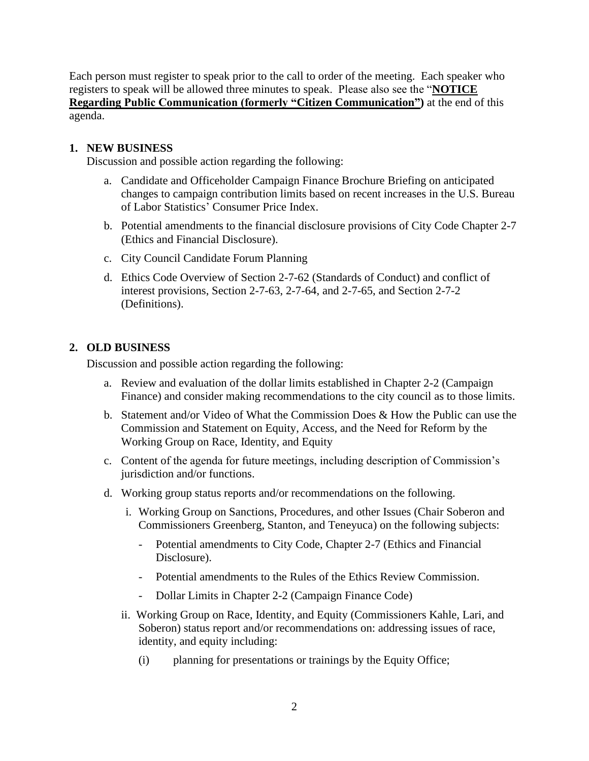Each person must register to speak prior to the call to order of the meeting. Each speaker who registers to speak will be allowed three minutes to speak. Please also see the "**NOTICE Regarding Public Communication (formerly "Citizen Communication")** at the end of this agenda.

## 1. NEW BUSINESS

Discussion and possible action regarding the following:

a. Candidate and Officeholder Campaign Finance Brochure Briefing on anticipated changes to campaign contribution limits based on recent increases in the U.S. Bureau of Labor Statistics' Consumer Price Index.

b. Potential amendments to the financial disclosure provisions of City Code Chapter 2-7 (Ethics and Financial Disclosure).

c. City Council Candidate Forum Planning

d. Ethics Code Overview of Section 2-7-62 (Standards of Conduct) and conflict of interest provisions, Section 2-7-63, 2-7-64, and 2-7-65, and Section 2-7-2 (Definitions).

## 2. OLD BUSINESS

Discussion and possible action regarding the following:

a. Review and evaluation of the dollar limits established in Chapter 2-2 (Campaign Finance) and consider making recommendations to the city council as to those limits.

b. Statement and/or Video of What the Commission Does & How the Public can use the Commission and Statement on Equity, Access, and the Need for Reform by the Working Group on Race, Identity, and Equity

c. Content of the agenda for future meetings, including description of Commission's jurisdiction and/or functions.

d. Working group status reports and/or recommendations on the following.

   i. Working Group on Sanctions, Procedures, and other Issues (Chair Soberon and Commissioners Greenberg, Stanton, and Teneyuca) on the following subjects:

      - Potential amendments to City Code, Chapter 2-7 (Ethics and Financial Disclosure).
      - Potential amendments to the Rules of the Ethics Review Commission.
      - Dollar Limits in Chapter 2-2 (Campaign Finance Code)

   ii. Working Group on Race, Identity, and Equity (Commissioners Kahle, Lari, and Soberon) status report and/or recommendations on: addressing issues of race, identity, and equity including:

      (i) planning for presentations or trainings by the Equity Office;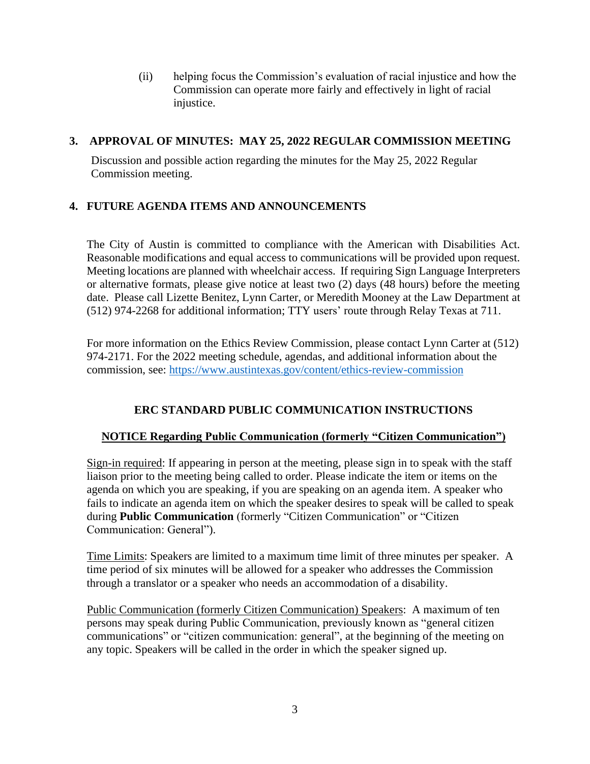(ii) helping focus the Commission's evaluation of racial injustice and how the Commission can operate more fairly and effectively in light of racial injustice.

**3. APPROVAL OF MINUTES: MAY 25, 2022 REGULAR COMMISSION MEETING**

Discussion and possible action regarding the minutes for the May 25, 2022 Regular Commission meeting.

**4. FUTURE AGENDA ITEMS AND ANNOUNCEMENTS**

The City of Austin is committed to compliance with the American with Disabilities Act. Reasonable modifications and equal access to communications will be provided upon request. Meeting locations are planned with wheelchair access. If requiring Sign Language Interpreters or alternative formats, please give notice at least two (2) days (48 hours) before the meeting date. Please call Lizette Benitez, Lynn Carter, or Meredith Mooney at the Law Department at (512) 974-2268 for additional information; TTY users' route through Relay Texas at 711.

For more information on the Ethics Review Commission, please contact Lynn Carter at (512) 974-2171. For the 2022 meeting schedule, agendas, and additional information about the commission, see: https://www.austintexas.gov/content/ethics-review-commission

## ERC STANDARD PUBLIC COMMUNICATION INSTRUCTIONS

**NOTICE Regarding Public Communication (formerly "Citizen Communication")**

Sign-in required: If appearing in person at the meeting, please sign in to speak with the staff liaison prior to the meeting being called to order. Please indicate the item or items on the agenda on which you are speaking, if you are speaking on an agenda item. A speaker who fails to indicate an agenda item on which the speaker desires to speak will be called to speak during **Public Communication** (formerly "Citizen Communication" or "Citizen Communication: General").

Time Limits: Speakers are limited to a maximum time limit of three minutes per speaker. A time period of six minutes will be allowed for a speaker who addresses the Commission through a translator or a speaker who needs an accommodation of a disability.

Public Communication (formerly Citizen Communication) Speakers: A maximum of ten persons may speak during Public Communication, previously known as "general citizen communications" or "citizen communication: general", at the beginning of the meeting on any topic. Speakers will be called in the order in which the speaker signed up.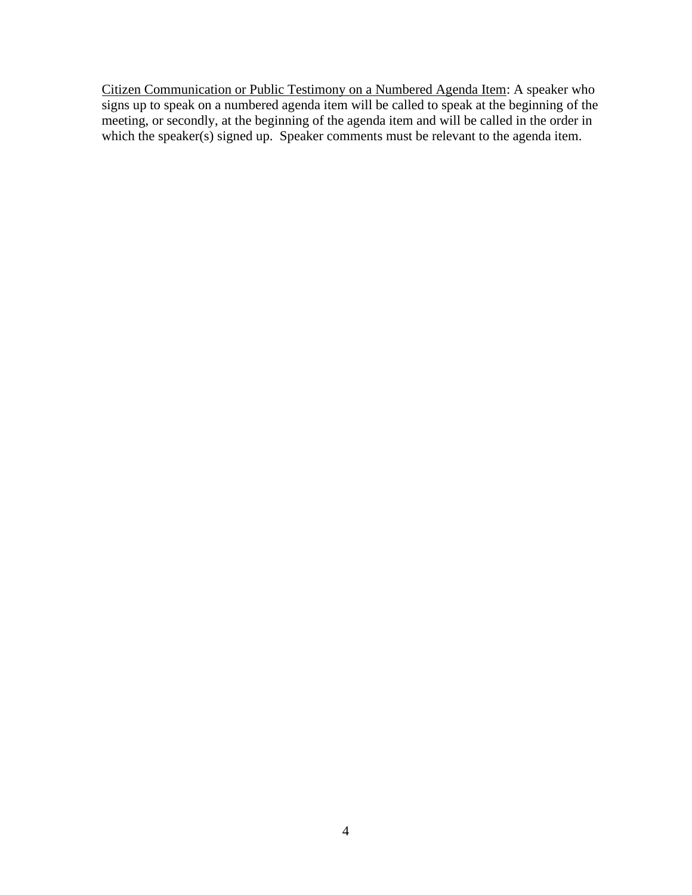<u>Citizen Communication or Public Testimony on a Numbered Agenda Item</u>: A speaker who signs up to speak on a numbered agenda item will be called to speak at the beginning of the meeting, or secondly, at the beginning of the agenda item and will be called in the order in which the speaker(s) signed up. Speaker comments must be relevant to the agenda item.